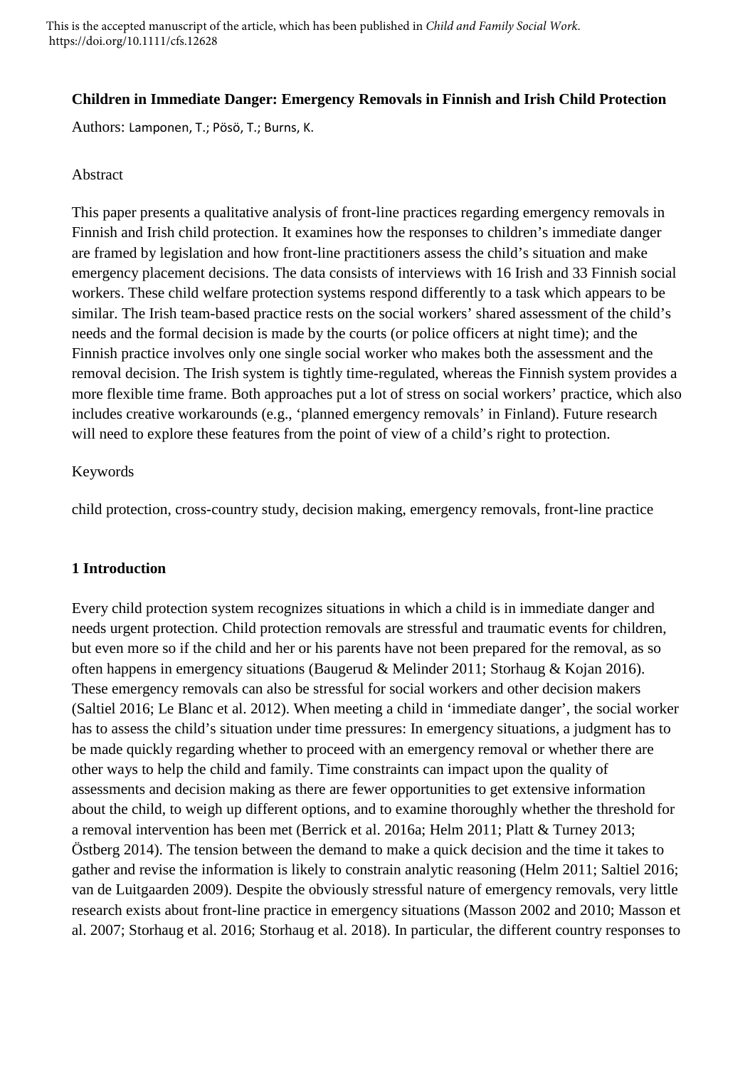This is the accepted manuscript of the article, which has been published in *Child and Family Social Work*. https://doi.org/10.1111/cfs.12628

# Children in Immediate Danger: Emergency Removals in Finnish and Irish Child Protection

Authors: Lamponen, T.; Pösö, T.; Burns, K.

## Abstract

This paper presents a qualitative analysis of front-line practices regarding emergency removals in Finnish and Irish child protection. It examines how the responses to children's immediate danger are framed by legislation and how front-line practitioners assess the child's situation and make emergency placement decisions. The data consists of interviews with 16 Irish and 33 Finnish social workers. These child welfare protection systems respond differently to a task which appears to be similar. The Irish team-based practice rests on the social workers' shared assessment of the child's needs and the formal decision is made by the courts (or police officers at night time); and the Finnish practice involves only one single social worker who makes both the assessment and the removal decision. The Irish system is tightly time-regulated, whereas the Finnish system provides a more flexible time frame. Both approaches put a lot of stress on social workers' practice, which also includes creative workarounds (e.g., 'planned emergency removals' in Finland). Future research will need to explore these features from the point of view of a child's right to protection.

## Keywords

child protection, cross-country study, decision making, emergency removals, front-line practice

## 1 Introduction

Every child protection system recognizes situations in which a child is in immediate danger and needs urgent protection. Child protection removals are stressful and traumatic events for children, but even more so if the child and her or his parents have not been prepared for the removal, as so often happens in emergency situations (Baugerud & Melinder 2011; Storhaug & Kojan 2016). These emergency removals can also be stressful for social workers and other decision makers (Saltiel 2016; Le Blanc et al. 2012). When meeting a child in 'immediate danger', the social worker has to assess the child's situation under time pressures: In emergency situations, a judgment has to be made quickly regarding whether to proceed with an emergency removal or whether there are other ways to help the child and family. Time constraints can impact upon the quality of assessments and decision making as there are fewer opportunities to get extensive information about the child, to weigh up different options, and to examine thoroughly whether the threshold for a removal intervention has been met (Berrick et al. 2016a; Helm 2011; Platt & Turney 2013; Östberg 2014). The tension between the demand to make a quick decision and the time it takes to gather and revise the information is likely to constrain analytic reasoning (Helm 2011; Saltiel 2016; van de Luitgaarden 2009). Despite the obviously stressful nature of emergency removals, very little research exists about front-line practice in emergency situations (Masson 2002 and 2010; Masson et al. 2007; Storhaug et al. 2016; Storhaug et al. 2018). In particular, the different country responses to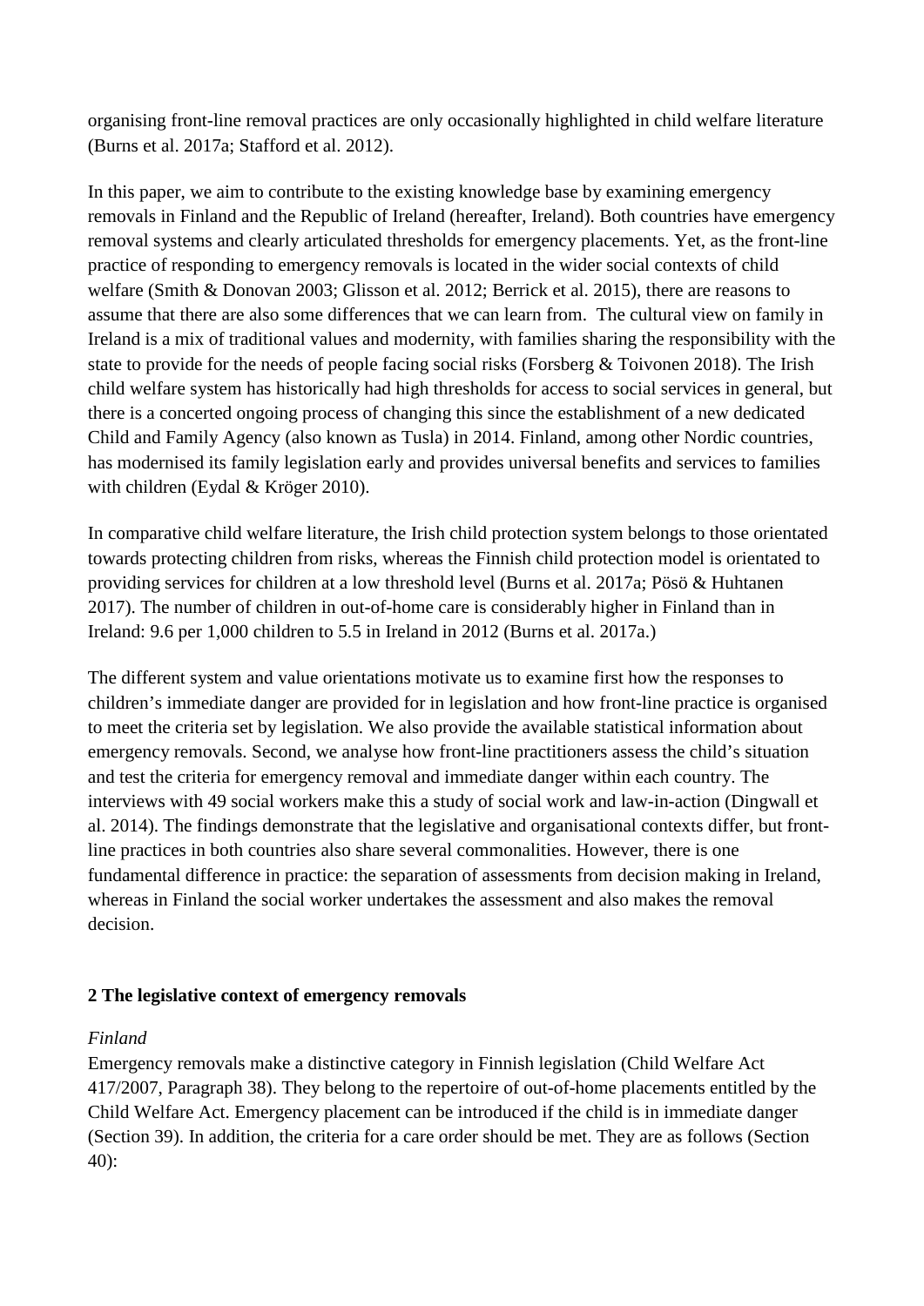organising front-line removal practices are only occasionally highlighted in child welfare literature (Burns et al. 2017a; Stafford et al. 2012).

In this paper, we aim to contribute to the existing knowledge base by examining emergency removals in Finland and the Republic of Ireland (hereafter, Ireland). Both countries have emergency removal systems and clearly articulated thresholds for emergency placements. Yet, as the front-line practice of responding to emergency removals is located in the wider social contexts of child welfare (Smith & Donovan 2003; Glisson et al. 2012; Berrick et al. 2015), there are reasons to assume that there are also some differences that we can learn from. The cultural view on family in Ireland is a mix of traditional values and modernity, with families sharing the responsibility with the state to provide for the needs of people facing social risks (Forsberg & Toivonen 2018). The Irish child welfare system has historically had high thresholds for access to social services in general, but there is a concerted ongoing process of changing this since the establishment of a new dedicated Child and Family Agency (also known as Tusla) in 2014. Finland, among other Nordic countries, has modernised its family legislation early and provides universal benefits and services to families with children (Eydal & Kröger 2010).

In comparative child welfare literature, the Irish child protection system belongs to those orientated towards protecting children from risks, whereas the Finnish child protection model is orientated to providing services for children at a low threshold level (Burns et al. 2017a; Pösö & Huhtanen 2017). The number of children in out-of-home care is considerably higher in Finland than in Ireland: 9.6 per 1,000 children to 5.5 in Ireland in 2012 (Burns et al. 2017a.)

The different system and value orientations motivate us to examine first how the responses to children's immediate danger are provided for in legislation and how front-line practice is organised to meet the criteria set by legislation. We also provide the available statistical information about emergency removals. Second, we analyse how front-line practitioners assess the child's situation and test the criteria for emergency removal and immediate danger within each country. The interviews with 49 social workers make this a study of social work and law-in-action (Dingwall et al. 2014). The findings demonstrate that the legislative and organisational contexts differ, but front-line practices in both countries also share several commonalities. However, there is one fundamental difference in practice: the separation of assessments from decision making in Ireland, whereas in Finland the social worker undertakes the assessment and also makes the removal decision.

## 2 The legislative context of emergency removals

*Finland*

Emergency removals make a distinctive category in Finnish legislation (Child Welfare Act 417/2007, Paragraph 38). They belong to the repertoire of out-of-home placements entitled by the Child Welfare Act. Emergency placement can be introduced if the child is in immediate danger (Section 39). In addition, the criteria for a care order should be met. They are as follows (Section 40):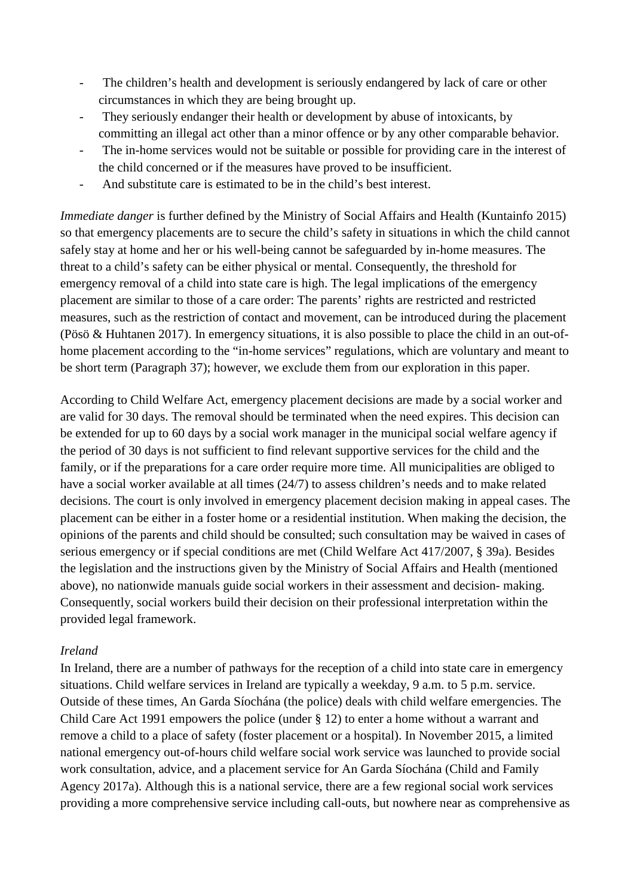- The children's health and development is seriously endangered by lack of care or other circumstances in which they are being brought up.
- They seriously endanger their health or development by abuse of intoxicants, by committing an illegal act other than a minor offence or by any other comparable behavior.
- The in-home services would not be suitable or possible for providing care in the interest of the child concerned or if the measures have proved to be insufficient.
- And substitute care is estimated to be in the child's best interest.

*Immediate danger* is further defined by the Ministry of Social Affairs and Health (Kuntainfo 2015) so that emergency placements are to secure the child's safety in situations in which the child cannot safely stay at home and her or his well-being cannot be safeguarded by in-home measures. The threat to a child's safety can be either physical or mental. Consequently, the threshold for emergency removal of a child into state care is high. The legal implications of the emergency placement are similar to those of a care order: The parents' rights are restricted and restricted measures, such as the restriction of contact and movement, can be introduced during the placement (Pösö & Huhtanen 2017). In emergency situations, it is also possible to place the child in an out-of-home placement according to the "in-home services" regulations, which are voluntary and meant to be short term (Paragraph 37); however, we exclude them from our exploration in this paper.

According to Child Welfare Act, emergency placement decisions are made by a social worker and are valid for 30 days. The removal should be terminated when the need expires. This decision can be extended for up to 60 days by a social work manager in the municipal social welfare agency if the period of 30 days is not sufficient to find relevant supportive services for the child and the family, or if the preparations for a care order require more time. All municipalities are obliged to have a social worker available at all times (24/7) to assess children's needs and to make related decisions. The court is only involved in emergency placement decision making in appeal cases. The placement can be either in a foster home or a residential institution. When making the decision, the opinions of the parents and child should be consulted; such consultation may be waived in cases of serious emergency or if special conditions are met (Child Welfare Act 417/2007, § 39a). Besides the legislation and the instructions given by the Ministry of Social Affairs and Health (mentioned above), no nationwide manuals guide social workers in their assessment and decision- making. Consequently, social workers build their decision on their professional interpretation within the provided legal framework.

*Ireland*

In Ireland, there are a number of pathways for the reception of a child into state care in emergency situations. Child welfare services in Ireland are typically a weekday, 9 a.m. to 5 p.m. service. Outside of these times, An Garda Síochána (the police) deals with child welfare emergencies. The Child Care Act 1991 empowers the police (under § 12) to enter a home without a warrant and remove a child to a place of safety (foster placement or a hospital). In November 2015, a limited national emergency out-of-hours child welfare social work service was launched to provide social work consultation, advice, and a placement service for An Garda Síochána (Child and Family Agency 2017a). Although this is a national service, there are a few regional social work services providing a more comprehensive service including call-outs, but nowhere near as comprehensive as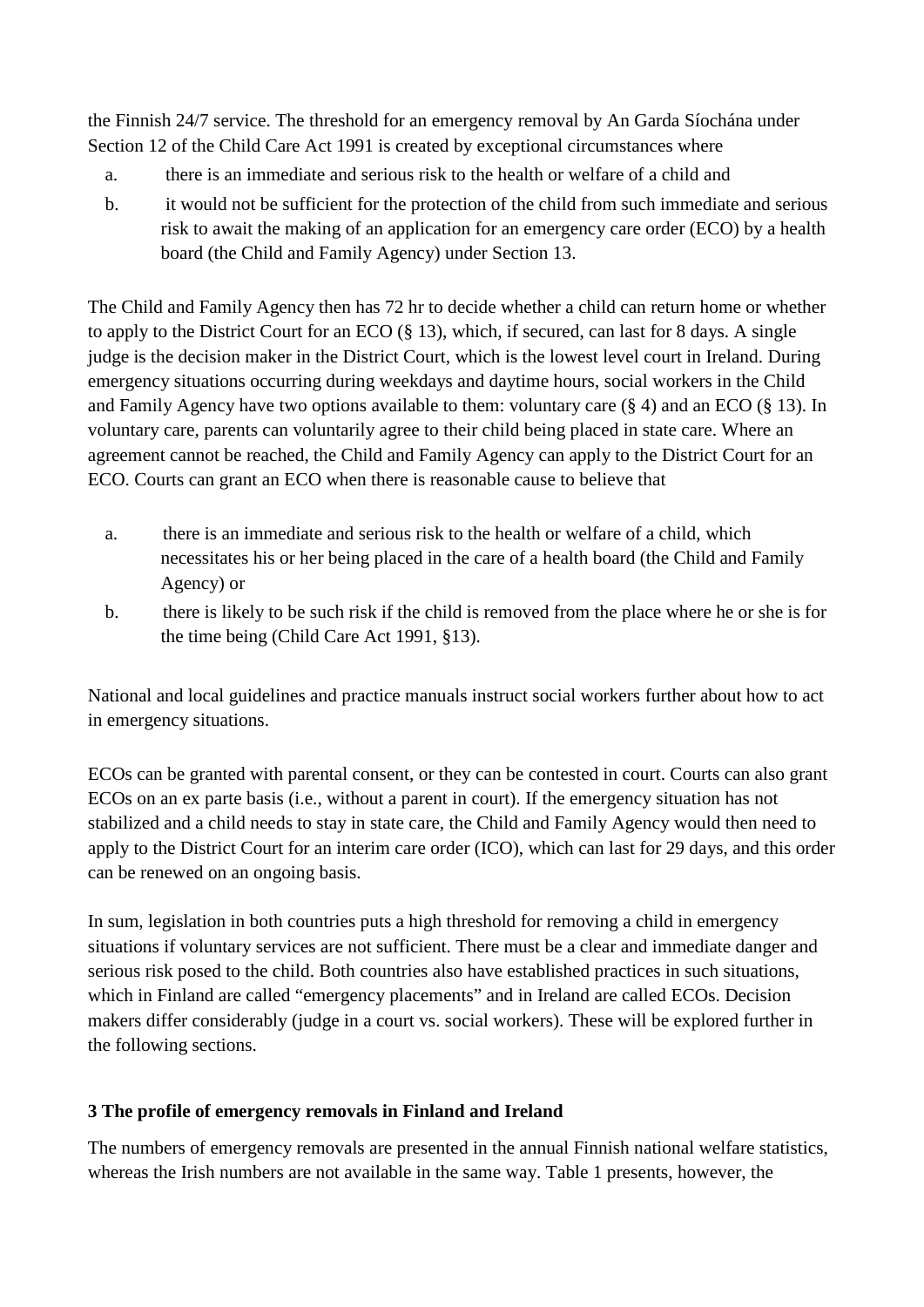the Finnish 24/7 service. The threshold for an emergency removal by An Garda Síochána under Section 12 of the Child Care Act 1991 is created by exceptional circumstances where

a. there is an immediate and serious risk to the health or welfare of a child and
b. it would not be sufficient for the protection of the child from such immediate and serious risk to await the making of an application for an emergency care order (ECO) by a health board (the Child and Family Agency) under Section 13.

The Child and Family Agency then has 72 hr to decide whether a child can return home or whether to apply to the District Court for an ECO (§ 13), which, if secured, can last for 8 days. A single judge is the decision maker in the District Court, which is the lowest level court in Ireland. During emergency situations occurring during weekdays and daytime hours, social workers in the Child and Family Agency have two options available to them: voluntary care (§ 4) and an ECO (§ 13). In voluntary care, parents can voluntarily agree to their child being placed in state care. Where an agreement cannot be reached, the Child and Family Agency can apply to the District Court for an ECO. Courts can grant an ECO when there is reasonable cause to believe that

a. there is an immediate and serious risk to the health or welfare of a child, which necessitates his or her being placed in the care of a health board (the Child and Family Agency) or
b. there is likely to be such risk if the child is removed from the place where he or she is for the time being (Child Care Act 1991, §13).

National and local guidelines and practice manuals instruct social workers further about how to act in emergency situations.

ECOs can be granted with parental consent, or they can be contested in court. Courts can also grant ECOs on an ex parte basis (i.e., without a parent in court). If the emergency situation has not stabilized and a child needs to stay in state care, the Child and Family Agency would then need to apply to the District Court for an interim care order (ICO), which can last for 29 days, and this order can be renewed on an ongoing basis.

In sum, legislation in both countries puts a high threshold for removing a child in emergency situations if voluntary services are not sufficient. There must be a clear and immediate danger and serious risk posed to the child. Both countries also have established practices in such situations, which in Finland are called "emergency placements" and in Ireland are called ECOs. Decision makers differ considerably (judge in a court vs. social workers). These will be explored further in the following sections.

## 3 The profile of emergency removals in Finland and Ireland

The numbers of emergency removals are presented in the annual Finnish national welfare statistics, whereas the Irish numbers are not available in the same way. Table 1 presents, however, the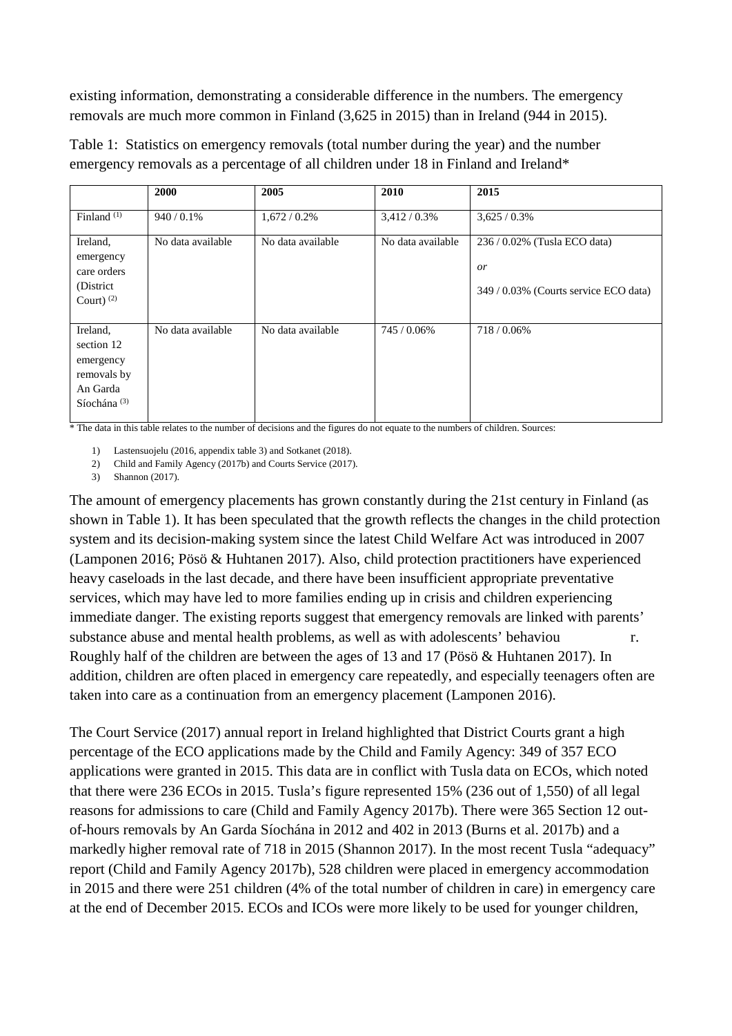existing information, demonstrating a considerable difference in the numbers. The emergency removals are much more common in Finland (3,625 in 2015) than in Ireland (944 in 2015).

Table 1: Statistics on emergency removals (total number during the year) and the number emergency removals as a percentage of all children under 18 in Finland and Ireland*

| | **2000** | **2005** | **2010** | **2015** |
|---|---|---|---|---|
| Finland [(1)] | 940 / 0.1% | 1,672 / 0.2% | 3,412 / 0.3% | 3,625 / 0.3% |
| Ireland, emergency care orders (District Court) [(2)] | No data available | No data available | No data available | 236 / 0.02% (Tusla ECO data) *or* 349 / 0.03% (Courts service ECO data) |
| Ireland, section 12 emergency removals by An Garda Síochána [(3)] | No data available | No data available | 745 / 0.06% | 718 / 0.06% |

\* The data in this table relates to the number of decisions and the figures do not equate to the numbers of children. Sources:

1) Lastensuojelu (2016, appendix table 3) and Sotkanet (2018).
2) Child and Family Agency (2017b) and Courts Service (2017).
3) Shannon (2017).

The amount of emergency placements has grown constantly during the 21st century in Finland (as shown in Table 1). It has been speculated that the growth reflects the changes in the child protection system and its decision-making system since the latest Child Welfare Act was introduced in 2007 (Lamponen 2016; Pösö & Huhtanen 2017). Also, child protection practitioners have experienced heavy caseloads in the last decade, and there have been insufficient appropriate preventative services, which may have led to more families ending up in crisis and children experiencing immediate danger. The existing reports suggest that emergency removals are linked with parents' substance abuse and mental health problems, as well as with adolescents' behaviour. Roughly half of the children are between the ages of 13 and 17 (Pösö & Huhtanen 2017). In addition, children are often placed in emergency care repeatedly, and especially teenagers often are taken into care as a continuation from an emergency placement (Lamponen 2016).

The Court Service (2017) annual report in Ireland highlighted that District Courts grant a high percentage of the ECO applications made by the Child and Family Agency: 349 of 357 ECO applications were granted in 2015. This data are in conflict with Tusla data on ECOs, which noted that there were 236 ECOs in 2015. Tusla's figure represented 15% (236 out of 1,550) of all legal reasons for admissions to care (Child and Family Agency 2017b). There were 365 Section 12 out-of-hours removals by An Garda Síochána in 2012 and 402 in 2013 (Burns et al. 2017b) and a markedly higher removal rate of 718 in 2015 (Shannon 2017). In the most recent Tusla "adequacy" report (Child and Family Agency 2017b), 528 children were placed in emergency accommodation in 2015 and there were 251 children (4% of the total number of children in care) in emergency care at the end of December 2015. ECOs and ICOs were more likely to be used for younger children,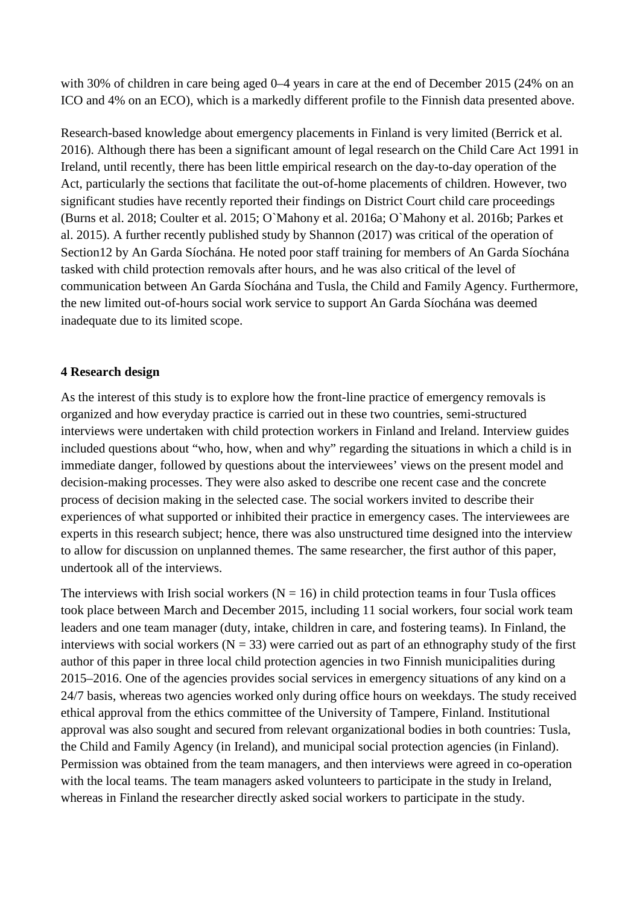with 30% of children in care being aged 0–4 years in care at the end of December 2015 (24% on an ICO and 4% on an ECO), which is a markedly different profile to the Finnish data presented above.

Research-based knowledge about emergency placements in Finland is very limited (Berrick et al. 2016). Although there has been a significant amount of legal research on the Child Care Act 1991 in Ireland, until recently, there has been little empirical research on the day-to-day operation of the Act, particularly the sections that facilitate the out-of-home placements of children. However, two significant studies have recently reported their findings on District Court child care proceedings (Burns et al. 2018; Coulter et al. 2015; O`Mahony et al. 2016a; O`Mahony et al. 2016b; Parkes et al. 2015). A further recently published study by Shannon (2017) was critical of the operation of Section12 by An Garda Síochána. He noted poor staff training for members of An Garda Síochána tasked with child protection removals after hours, and he was also critical of the level of communication between An Garda Síochána and Tusla, the Child and Family Agency. Furthermore, the new limited out-of-hours social work service to support An Garda Síochána was deemed inadequate due to its limited scope.

## 4 Research design

As the interest of this study is to explore how the front-line practice of emergency removals is organized and how everyday practice is carried out in these two countries, semi-structured interviews were undertaken with child protection workers in Finland and Ireland. Interview guides included questions about "who, how, when and why" regarding the situations in which a child is in immediate danger, followed by questions about the interviewees' views on the present model and decision-making processes. They were also asked to describe one recent case and the concrete process of decision making in the selected case. The social workers invited to describe their experiences of what supported or inhibited their practice in emergency cases. The interviewees are experts in this research subject; hence, there was also unstructured time designed into the interview to allow for discussion on unplanned themes. The same researcher, the first author of this paper, undertook all of the interviews.

The interviews with Irish social workers (N = 16) in child protection teams in four Tusla offices took place between March and December 2015, including 11 social workers, four social work team leaders and one team manager (duty, intake, children in care, and fostering teams). In Finland, the interviews with social workers (N = 33) were carried out as part of an ethnography study of the first author of this paper in three local child protection agencies in two Finnish municipalities during 2015–2016. One of the agencies provides social services in emergency situations of any kind on a 24/7 basis, whereas two agencies worked only during office hours on weekdays. The study received ethical approval from the ethics committee of the University of Tampere, Finland. Institutional approval was also sought and secured from relevant organizational bodies in both countries: Tusla, the Child and Family Agency (in Ireland), and municipal social protection agencies (in Finland). Permission was obtained from the team managers, and then interviews were agreed in co-operation with the local teams. The team managers asked volunteers to participate in the study in Ireland, whereas in Finland the researcher directly asked social workers to participate in the study.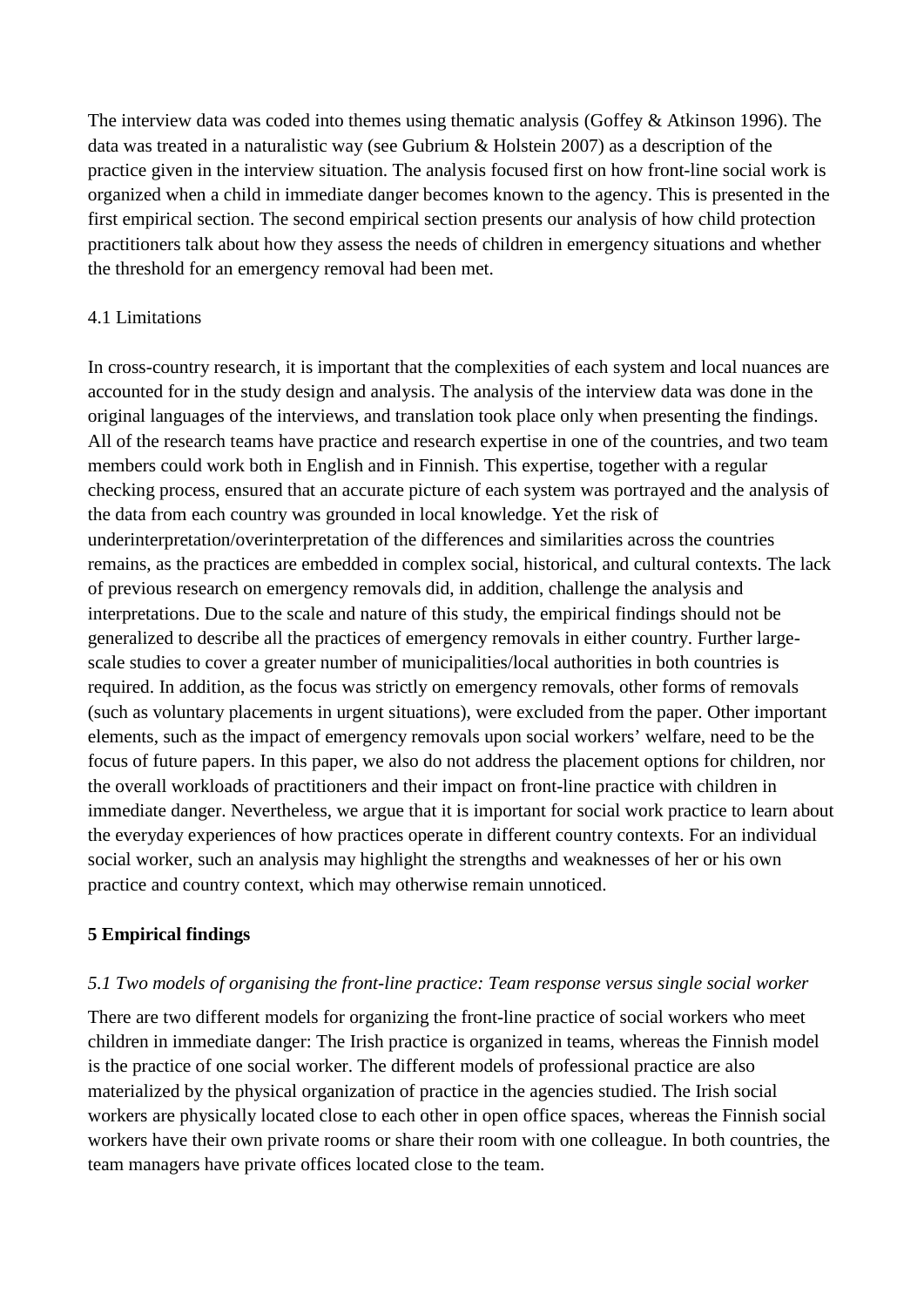The interview data was coded into themes using thematic analysis (Goffey & Atkinson 1996). The data was treated in a naturalistic way (see Gubrium & Holstein 2007) as a description of the practice given in the interview situation. The analysis focused first on how front-line social work is organized when a child in immediate danger becomes known to the agency. This is presented in the first empirical section. The second empirical section presents our analysis of how child protection practitioners talk about how they assess the needs of children in emergency situations and whether the threshold for an emergency removal had been met.

### 4.1 Limitations

In cross-country research, it is important that the complexities of each system and local nuances are accounted for in the study design and analysis. The analysis of the interview data was done in the original languages of the interviews, and translation took place only when presenting the findings. All of the research teams have practice and research expertise in one of the countries, and two team members could work both in English and in Finnish. This expertise, together with a regular checking process, ensured that an accurate picture of each system was portrayed and the analysis of the data from each country was grounded in local knowledge. Yet the risk of underinterpretation/overinterpretation of the differences and similarities across the countries remains, as the practices are embedded in complex social, historical, and cultural contexts. The lack of previous research on emergency removals did, in addition, challenge the analysis and interpretations. Due to the scale and nature of this study, the empirical findings should not be generalized to describe all the practices of emergency removals in either country. Further large-scale studies to cover a greater number of municipalities/local authorities in both countries is required. In addition, as the focus was strictly on emergency removals, other forms of removals (such as voluntary placements in urgent situations), were excluded from the paper. Other important elements, such as the impact of emergency removals upon social workers' welfare, need to be the focus of future papers. In this paper, we also do not address the placement options for children, nor the overall workloads of practitioners and their impact on front-line practice with children in immediate danger. Nevertheless, we argue that it is important for social work practice to learn about the everyday experiences of how practices operate in different country contexts. For an individual social worker, such an analysis may highlight the strengths and weaknesses of her or his own practice and country context, which may otherwise remain unnoticed.

## 5 Empirical findings

### *5.1 Two models of organising the front-line practice: Team response versus single social worker*

There are two different models for organizing the front-line practice of social workers who meet children in immediate danger: The Irish practice is organized in teams, whereas the Finnish model is the practice of one social worker. The different models of professional practice are also materialized by the physical organization of practice in the agencies studied. The Irish social workers are physically located close to each other in open office spaces, whereas the Finnish social workers have their own private rooms or share their room with one colleague. In both countries, the team managers have private offices located close to the team.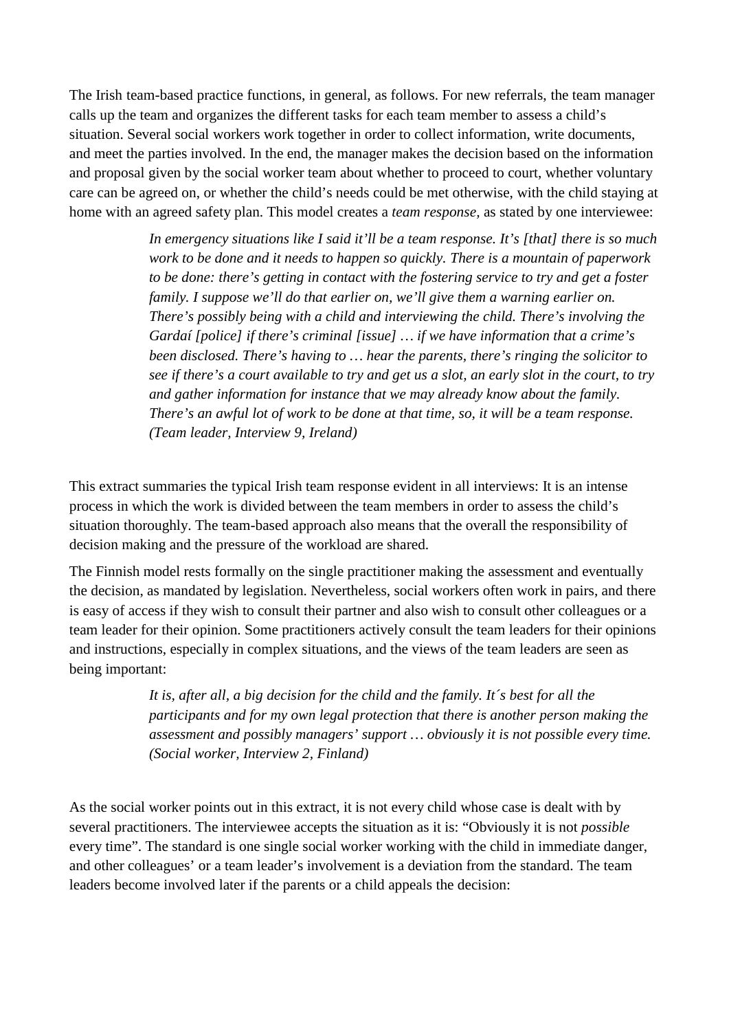The Irish team-based practice functions, in general, as follows. For new referrals, the team manager calls up the team and organizes the different tasks for each team member to assess a child's situation. Several social workers work together in order to collect information, write documents, and meet the parties involved. In the end, the manager makes the decision based on the information and proposal given by the social worker team about whether to proceed to court, whether voluntary care can be agreed on, or whether the child's needs could be met otherwise, with the child staying at home with an agreed safety plan. This model creates a *team response*, as stated by one interviewee:

> *In emergency situations like I said it'll be a team response. It's [that] there is so much work to be done and it needs to happen so quickly. There is a mountain of paperwork to be done: there's getting in contact with the fostering service to try and get a foster family. I suppose we'll do that earlier on, we'll give them a warning earlier on. There's possibly being with a child and interviewing the child. There's involving the Gardaí [police] if there's criminal [issue] … if we have information that a crime's been disclosed. There's having to … hear the parents, there's ringing the solicitor to see if there's a court available to try and get us a slot, an early slot in the court, to try and gather information for instance that we may already know about the family. There's an awful lot of work to be done at that time, so, it will be a team response. (Team leader, Interview 9, Ireland)*

This extract summaries the typical Irish team response evident in all interviews: It is an intense process in which the work is divided between the team members in order to assess the child's situation thoroughly. The team-based approach also means that the overall the responsibility of decision making and the pressure of the workload are shared.

The Finnish model rests formally on the single practitioner making the assessment and eventually the decision, as mandated by legislation. Nevertheless, social workers often work in pairs, and there is easy of access if they wish to consult their partner and also wish to consult other colleagues or a team leader for their opinion. Some practitioners actively consult the team leaders for their opinions and instructions, especially in complex situations, and the views of the team leaders are seen as being important:

> *It is, after all, a big decision for the child and the family. It´s best for all the participants and for my own legal protection that there is another person making the assessment and possibly managers' support … obviously it is not possible every time. (Social worker, Interview 2, Finland)*

As the social worker points out in this extract, it is not every child whose case is dealt with by several practitioners. The interviewee accepts the situation as it is: "Obviously it is not *possible* every time". The standard is one single social worker working with the child in immediate danger, and other colleagues' or a team leader's involvement is a deviation from the standard. The team leaders become involved later if the parents or a child appeals the decision: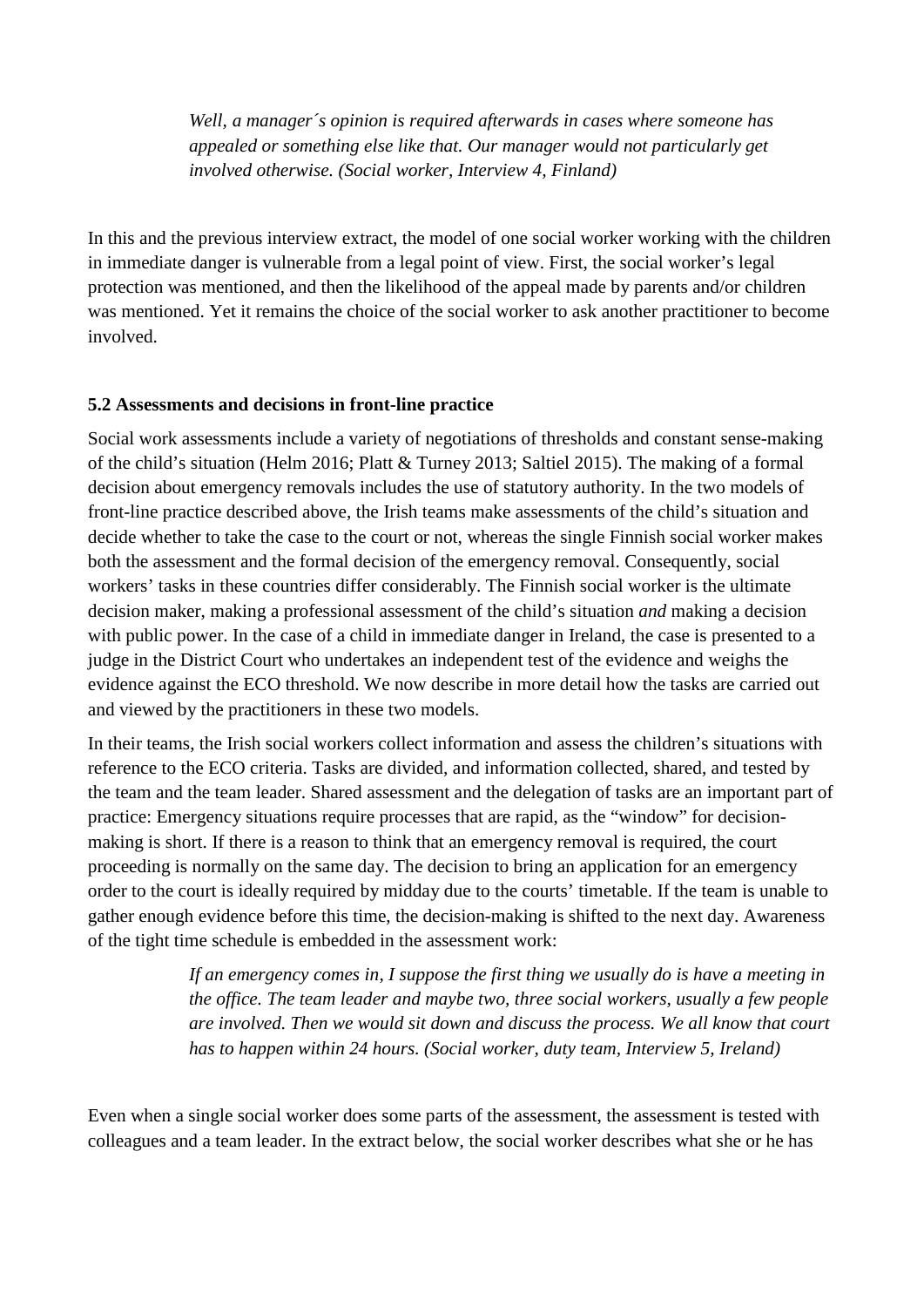> *Well, a manager´s opinion is required afterwards in cases where someone has appealed or something else like that. Our manager would not particularly get involved otherwise. (Social worker, Interview 4, Finland)*

In this and the previous interview extract, the model of one social worker working with the children in immediate danger is vulnerable from a legal point of view. First, the social worker's legal protection was mentioned, and then the likelihood of the appeal made by parents and/or children was mentioned. Yet it remains the choice of the social worker to ask another practitioner to become involved.

### 5.2 Assessments and decisions in front-line practice

Social work assessments include a variety of negotiations of thresholds and constant sense-making of the child's situation (Helm 2016; Platt & Turney 2013; Saltiel 2015). The making of a formal decision about emergency removals includes the use of statutory authority. In the two models of front-line practice described above, the Irish teams make assessments of the child's situation and decide whether to take the case to the court or not, whereas the single Finnish social worker makes both the assessment and the formal decision of the emergency removal. Consequently, social workers' tasks in these countries differ considerably. The Finnish social worker is the ultimate decision maker, making a professional assessment of the child's situation *and* making a decision with public power. In the case of a child in immediate danger in Ireland, the case is presented to a judge in the District Court who undertakes an independent test of the evidence and weighs the evidence against the ECO threshold. We now describe in more detail how the tasks are carried out and viewed by the practitioners in these two models.

In their teams, the Irish social workers collect information and assess the children's situations with reference to the ECO criteria. Tasks are divided, and information collected, shared, and tested by the team and the team leader. Shared assessment and the delegation of tasks are an important part of practice: Emergency situations require processes that are rapid, as the "window" for decision-making is short. If there is a reason to think that an emergency removal is required, the court proceeding is normally on the same day. The decision to bring an application for an emergency order to the court is ideally required by midday due to the courts' timetable. If the team is unable to gather enough evidence before this time, the decision-making is shifted to the next day. Awareness of the tight time schedule is embedded in the assessment work:

> *If an emergency comes in, I suppose the first thing we usually do is have a meeting in the office. The team leader and maybe two, three social workers, usually a few people are involved. Then we would sit down and discuss the process. We all know that court has to happen within 24 hours. (Social worker, duty team, Interview 5, Ireland)*

Even when a single social worker does some parts of the assessment, the assessment is tested with colleagues and a team leader. In the extract below, the social worker describes what she or he has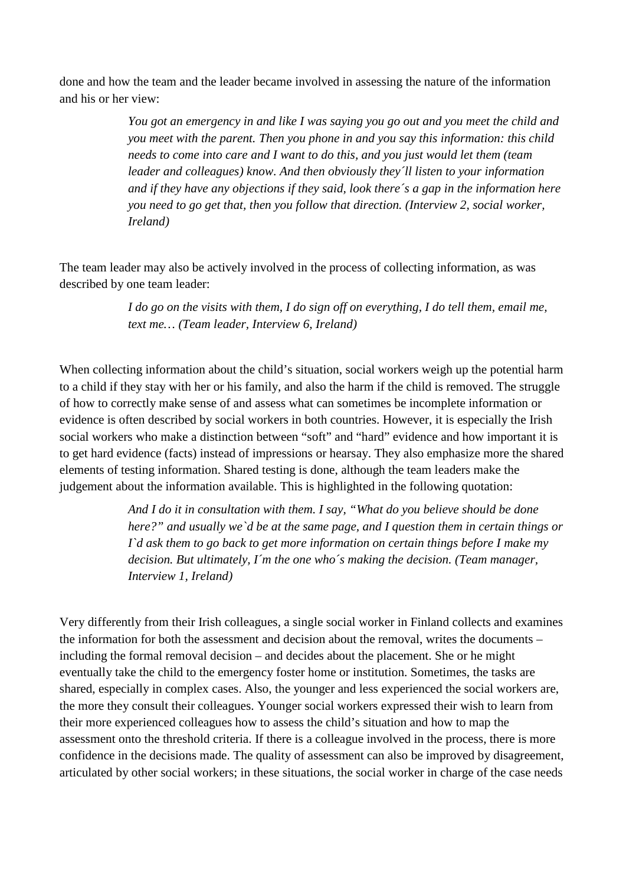done and how the team and the leader became involved in assessing the nature of the information and his or her view:

> *You got an emergency in and like I was saying you go out and you meet the child and you meet with the parent. Then you phone in and you say this information: this child needs to come into care and I want to do this, and you just would let them (team leader and colleagues) know. And then obviously they´ll listen to your information and if they have any objections if they said, look there´s a gap in the information here you need to go get that, then you follow that direction. (Interview 2, social worker, Ireland)*

The team leader may also be actively involved in the process of collecting information, as was described by one team leader:

> *I do go on the visits with them, I do sign off on everything, I do tell them, email me, text me… (Team leader, Interview 6, Ireland)*

When collecting information about the child's situation, social workers weigh up the potential harm to a child if they stay with her or his family, and also the harm if the child is removed. The struggle of how to correctly make sense of and assess what can sometimes be incomplete information or evidence is often described by social workers in both countries. However, it is especially the Irish social workers who make a distinction between "soft" and "hard" evidence and how important it is to get hard evidence (facts) instead of impressions or hearsay. They also emphasize more the shared elements of testing information. Shared testing is done, although the team leaders make the judgement about the information available. This is highlighted in the following quotation:

> *And I do it in consultation with them. I say, "What do you believe should be done here?" and usually we`d be at the same page, and I question them in certain things or I`d ask them to go back to get more information on certain things before I make my decision. But ultimately, I´m the one who´s making the decision. (Team manager, Interview 1, Ireland)*

Very differently from their Irish colleagues, a single social worker in Finland collects and examines the information for both the assessment and decision about the removal, writes the documents – including the formal removal decision – and decides about the placement. She or he might eventually take the child to the emergency foster home or institution. Sometimes, the tasks are shared, especially in complex cases. Also, the younger and less experienced the social workers are, the more they consult their colleagues. Younger social workers expressed their wish to learn from their more experienced colleagues how to assess the child's situation and how to map the assessment onto the threshold criteria. If there is a colleague involved in the process, there is more confidence in the decisions made. The quality of assessment can also be improved by disagreement, articulated by other social workers; in these situations, the social worker in charge of the case needs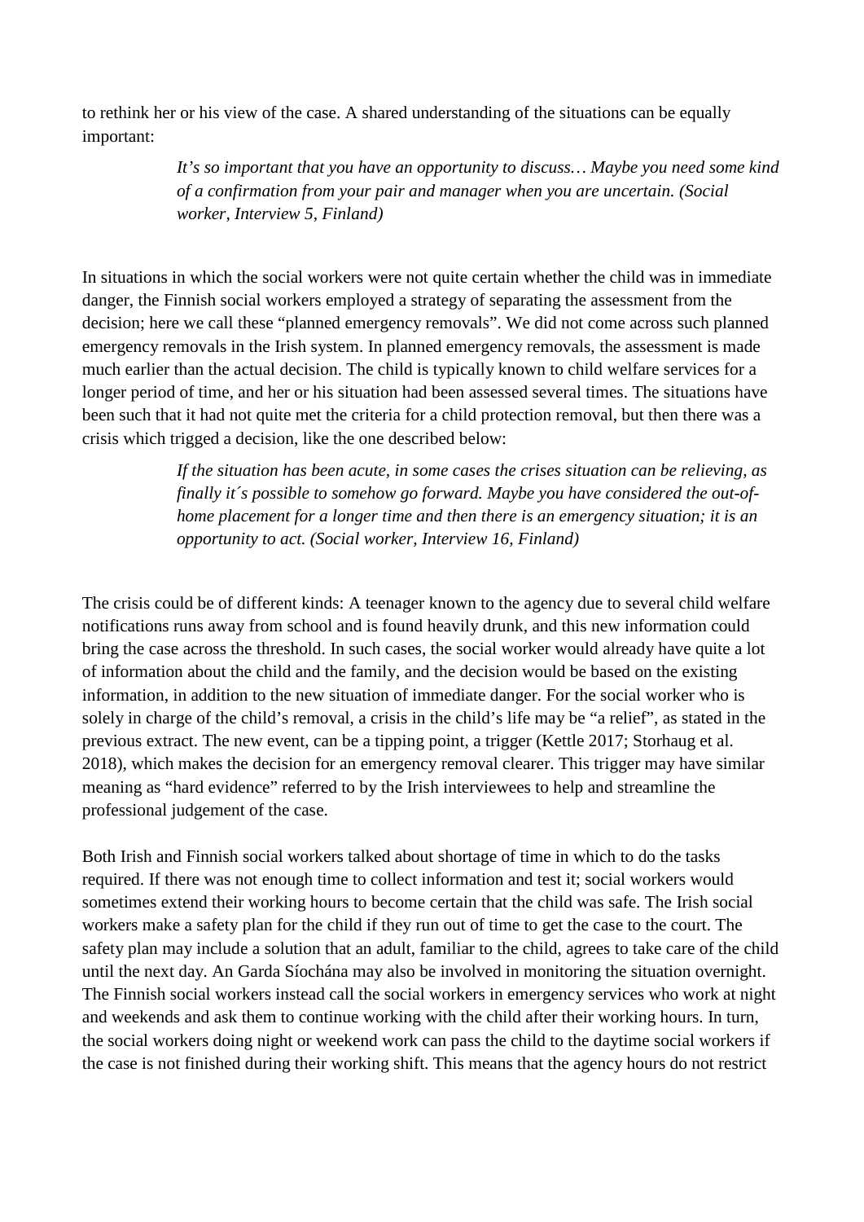to rethink her or his view of the case. A shared understanding of the situations can be equally important:

> *It's so important that you have an opportunity to discuss… Maybe you need some kind of a confirmation from your pair and manager when you are uncertain. (Social worker, Interview 5, Finland)*

In situations in which the social workers were not quite certain whether the child was in immediate danger, the Finnish social workers employed a strategy of separating the assessment from the decision; here we call these "planned emergency removals". We did not come across such planned emergency removals in the Irish system. In planned emergency removals, the assessment is made much earlier than the actual decision. The child is typically known to child welfare services for a longer period of time, and her or his situation had been assessed several times. The situations have been such that it had not quite met the criteria for a child protection removal, but then there was a crisis which trigged a decision, like the one described below:

> *If the situation has been acute, in some cases the crises situation can be relieving, as finally it´s possible to somehow go forward. Maybe you have considered the out-of-home placement for a longer time and then there is an emergency situation; it is an opportunity to act. (Social worker, Interview 16, Finland)*

The crisis could be of different kinds: A teenager known to the agency due to several child welfare notifications runs away from school and is found heavily drunk, and this new information could bring the case across the threshold. In such cases, the social worker would already have quite a lot of information about the child and the family, and the decision would be based on the existing information, in addition to the new situation of immediate danger. For the social worker who is solely in charge of the child's removal, a crisis in the child's life may be "a relief", as stated in the previous extract. The new event, can be a tipping point, a trigger (Kettle 2017; Storhaug et al. 2018), which makes the decision for an emergency removal clearer. This trigger may have similar meaning as "hard evidence" referred to by the Irish interviewees to help and streamline the professional judgement of the case.

Both Irish and Finnish social workers talked about shortage of time in which to do the tasks required. If there was not enough time to collect information and test it; social workers would sometimes extend their working hours to become certain that the child was safe. The Irish social workers make a safety plan for the child if they run out of time to get the case to the court. The safety plan may include a solution that an adult, familiar to the child, agrees to take care of the child until the next day. An Garda Síochána may also be involved in monitoring the situation overnight. The Finnish social workers instead call the social workers in emergency services who work at night and weekends and ask them to continue working with the child after their working hours. In turn, the social workers doing night or weekend work can pass the child to the daytime social workers if the case is not finished during their working shift. This means that the agency hours do not restrict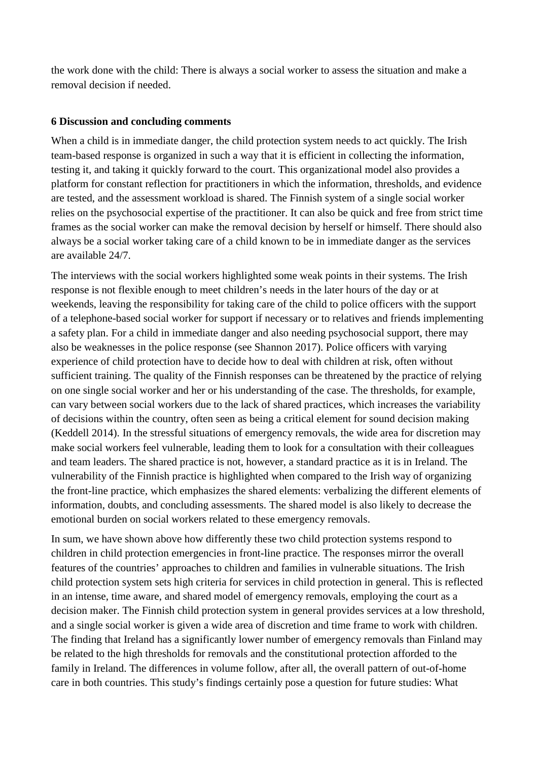the work done with the child: There is always a social worker to assess the situation and make a removal decision if needed.

## 6 Discussion and concluding comments

When a child is in immediate danger, the child protection system needs to act quickly. The Irish team-based response is organized in such a way that it is efficient in collecting the information, testing it, and taking it quickly forward to the court. This organizational model also provides a platform for constant reflection for practitioners in which the information, thresholds, and evidence are tested, and the assessment workload is shared. The Finnish system of a single social worker relies on the psychosocial expertise of the practitioner. It can also be quick and free from strict time frames as the social worker can make the removal decision by herself or himself. There should also always be a social worker taking care of a child known to be in immediate danger as the services are available 24/7.

The interviews with the social workers highlighted some weak points in their systems. The Irish response is not flexible enough to meet children's needs in the later hours of the day or at weekends, leaving the responsibility for taking care of the child to police officers with the support of a telephone-based social worker for support if necessary or to relatives and friends implementing a safety plan. For a child in immediate danger and also needing psychosocial support, there may also be weaknesses in the police response (see Shannon 2017). Police officers with varying experience of child protection have to decide how to deal with children at risk, often without sufficient training. The quality of the Finnish responses can be threatened by the practice of relying on one single social worker and her or his understanding of the case. The thresholds, for example, can vary between social workers due to the lack of shared practices, which increases the variability of decisions within the country, often seen as being a critical element for sound decision making (Keddell 2014). In the stressful situations of emergency removals, the wide area for discretion may make social workers feel vulnerable, leading them to look for a consultation with their colleagues and team leaders. The shared practice is not, however, a standard practice as it is in Ireland. The vulnerability of the Finnish practice is highlighted when compared to the Irish way of organizing the front-line practice, which emphasizes the shared elements: verbalizing the different elements of information, doubts, and concluding assessments. The shared model is also likely to decrease the emotional burden on social workers related to these emergency removals.

In sum, we have shown above how differently these two child protection systems respond to children in child protection emergencies in front-line practice. The responses mirror the overall features of the countries' approaches to children and families in vulnerable situations. The Irish child protection system sets high criteria for services in child protection in general. This is reflected in an intense, time aware, and shared model of emergency removals, employing the court as a decision maker. The Finnish child protection system in general provides services at a low threshold, and a single social worker is given a wide area of discretion and time frame to work with children. The finding that Ireland has a significantly lower number of emergency removals than Finland may be related to the high thresholds for removals and the constitutional protection afforded to the family in Ireland. The differences in volume follow, after all, the overall pattern of out-of-home care in both countries. This study's findings certainly pose a question for future studies: What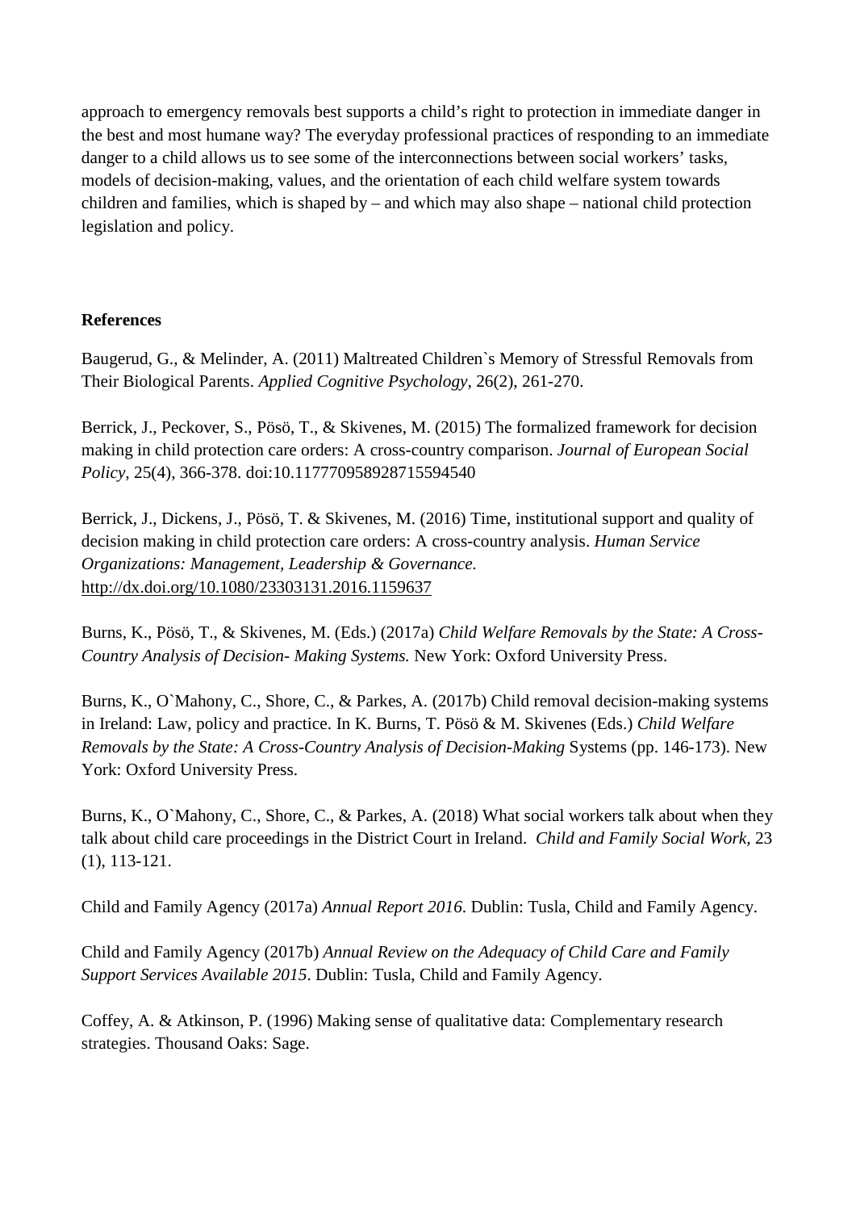approach to emergency removals best supports a child's right to protection in immediate danger in the best and most humane way? The everyday professional practices of responding to an immediate danger to a child allows us to see some of the interconnections between social workers' tasks, models of decision-making, values, and the orientation of each child welfare system towards children and families, which is shaped by – and which may also shape – national child protection legislation and policy.

**References**

Baugerud, G., & Melinder, A. (2011) Maltreated Children`s Memory of Stressful Removals from Their Biological Parents. *Applied Cognitive Psychology,* 26(2), 261-270.

Berrick, J., Peckover, S., Pösö, T., & Skivenes, M. (2015) The formalized framework for decision making in child protection care orders: A cross-country comparison. *Journal of European Social Policy,* 25(4), 366-378. doi:10.117770958928715594540

Berrick, J., Dickens, J., Pösö, T. & Skivenes, M. (2016) Time, institutional support and quality of decision making in child protection care orders: A cross-country analysis. *Human Service Organizations: Management, Leadership & Governance.* http://dx.doi.org/10.1080/23303131.2016.1159637

Burns, K., Pösö, T., & Skivenes, M. (Eds.) (2017a) *Child Welfare Removals by the State: A Cross-Country Analysis of Decision- Making Systems.* New York: Oxford University Press.

Burns, K., O`Mahony, C., Shore, C., & Parkes, A. (2017b) Child removal decision-making systems in Ireland: Law, policy and practice. In K. Burns, T. Pösö & M. Skivenes (Eds.) *Child Welfare Removals by the State: A Cross-Country Analysis of Decision-Making* Systems (pp. 146-173). New York: Oxford University Press.

Burns, K., O`Mahony, C., Shore, C., & Parkes, A. (2018) What social workers talk about when they talk about child care proceedings in the District Court in Ireland. *Child and Family Social Work,* 23 (1), 113-121.

Child and Family Agency (2017a) *Annual Report 2016*. Dublin: Tusla, Child and Family Agency.

Child and Family Agency (2017b) *Annual Review on the Adequacy of Child Care and Family Support Services Available 2015*. Dublin: Tusla, Child and Family Agency.

Coffey, A. & Atkinson, P. (1996) Making sense of qualitative data: Complementary research strategies. Thousand Oaks: Sage.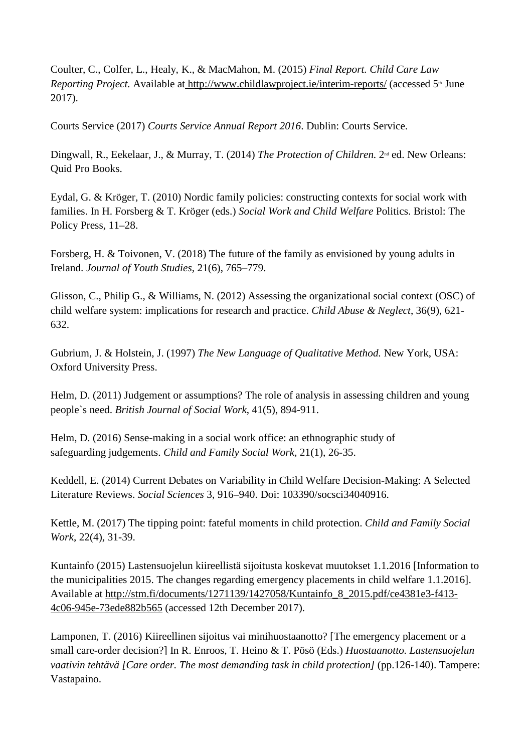Coulter, C., Colfer, L., Healy, K., & MacMahon, M. (2015) *Final Report. Child Care Law Reporting Project.* Available at http://www.childlawproject.ie/interim-reports/ (accessed 5th June 2017).

Courts Service (2017) *Courts Service Annual Report 2016*. Dublin: Courts Service.

Dingwall, R., Eekelaar, J., & Murray, T. (2014) *The Protection of Children.* 2nd ed. New Orleans: Quid Pro Books.

Eydal, G. & Kröger, T. (2010) Nordic family policies: constructing contexts for social work with families. In H. Forsberg & T. Kröger (eds.) *Social Work and Child Welfare* Politics. Bristol: The Policy Press, 11–28.

Forsberg, H. & Toivonen, V. (2018) The future of the family as envisioned by young adults in Ireland. *Journal of Youth Studies*, 21(6), 765–779.

Glisson, C., Philip G., & Williams, N. (2012) Assessing the organizational social context (OSC) of child welfare system: implications for research and practice. *Child Abuse & Neglect*, 36(9), 621-632.

Gubrium, J. & Holstein, J. (1997) *The New Language of Qualitative Method.* New York, USA: Oxford University Press.

Helm, D. (2011) Judgement or assumptions? The role of analysis in assessing children and young people`s need. *British Journal of Social Work*, 41(5), 894-911.

Helm, D. (2016) Sense-making in a social work office: an ethnographic study of safeguarding judgements. *Child and Family Social Work*, 21(1), 26-35.

Keddell, E. (2014) Current Debates on Variability in Child Welfare Decision-Making: A Selected Literature Reviews. *Social Sciences* 3, 916–940. Doi: 103390/socsci34040916.

Kettle, M. (2017) The tipping point: fateful moments in child protection. *Child and Family Social Work*, 22(4), 31-39.

Kuntainfo (2015) Lastensuojelun kiireellistä sijoitusta koskevat muutokset 1.1.2016 [Information to the municipalities 2015. The changes regarding emergency placements in child welfare 1.1.2016]. Available at http://stm.fi/documents/1271139/1427058/Kuntainfo_8_2015.pdf/ce4381e3-f413-4c06-945e-73ede882b565 (accessed 12th December 2017).

Lamponen, T. (2016) Kiireellinen sijoitus vai minihuostaanotto? [The emergency placement or a small care-order decision?] In R. Enroos, T. Heino & T. Pösö (Eds.) *Huostaanotto. Lastensuojelun vaativin tehtävä [Care order. The most demanding task in child protection]* (pp.126-140). Tampere: Vastapaino.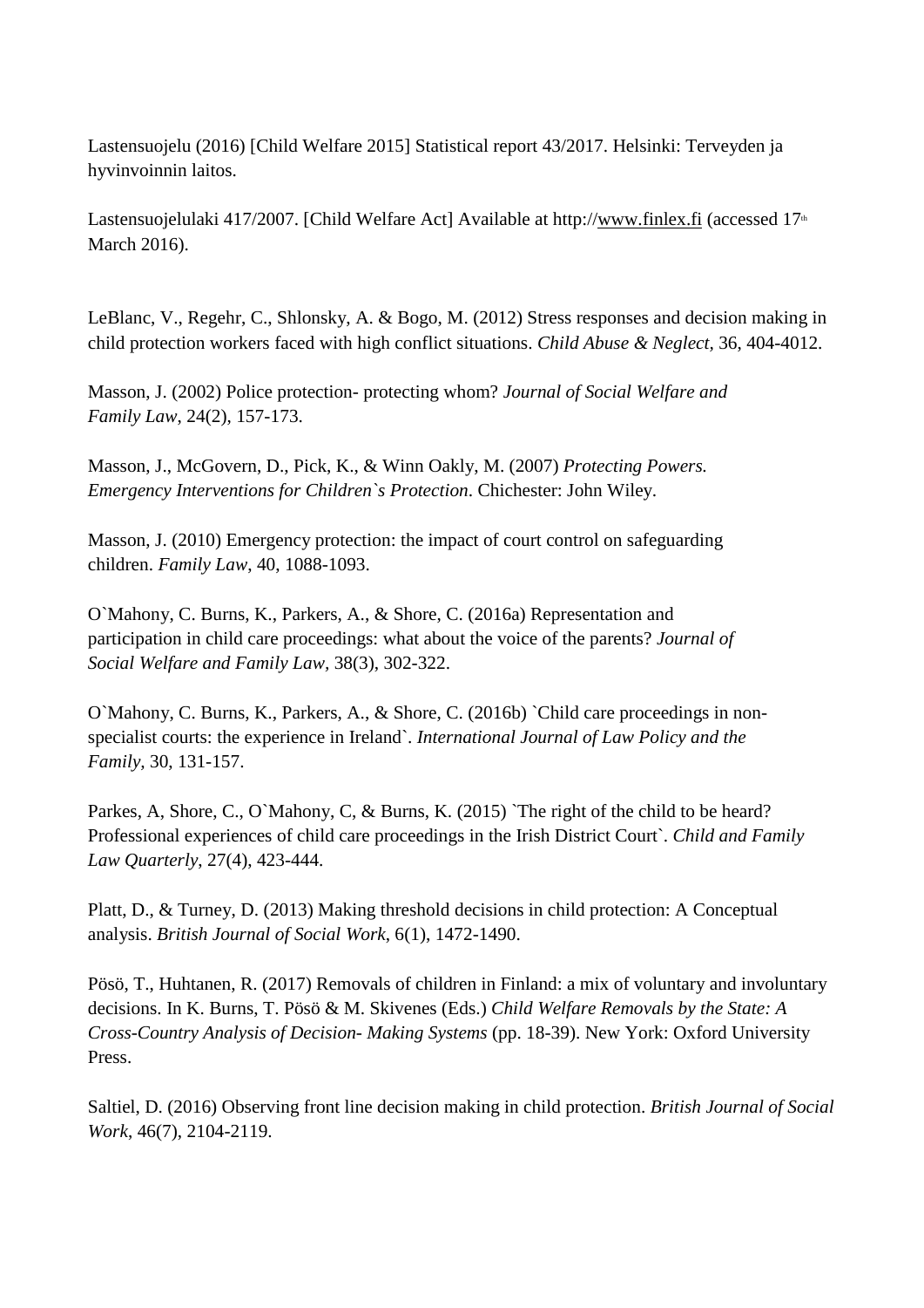Lastensuojelu (2016) [Child Welfare 2015] Statistical report 43/2017. Helsinki: Terveyden ja hyvinvoinnin laitos.

Lastensuojelulaki 417/2007. [Child Welfare Act] Available at http://www.finlex.fi (accessed 17th March 2016).

LeBlanc, V., Regehr, C., Shlonsky, A. & Bogo, M. (2012) Stress responses and decision making in child protection workers faced with high conflict situations. *Child Abuse & Neglect*, 36, 404-4012.

Masson, J. (2002) Police protection- protecting whom? *Journal of Social Welfare and Family Law*, 24(2), 157-173.

Masson, J., McGovern, D., Pick, K., & Winn Oakly, M. (2007) *Protecting Powers. Emergency Interventions for Children`s Protection*. Chichester: John Wiley.

Masson, J. (2010) Emergency protection: the impact of court control on safeguarding children. *Family Law*, 40, 1088-1093.

O`Mahony, C. Burns, K., Parkers, A., & Shore, C. (2016a) Representation and participation in child care proceedings: what about the voice of the parents? *Journal of Social Welfare and Family Law*, 38(3), 302-322.

O`Mahony, C. Burns, K., Parkers, A., & Shore, C. (2016b) `Child care proceedings in non-specialist courts: the experience in Ireland`. *International Journal of Law Policy and the Family*, 30, 131-157.

Parkes, A, Shore, C., O`Mahony, C, & Burns, K. (2015) `The right of the child to be heard? Professional experiences of child care proceedings in the Irish District Court`. *Child and Family Law Quarterly*, 27(4), 423-444.

Platt, D., & Turney, D. (2013) Making threshold decisions in child protection: A Conceptual analysis. *British Journal of Social Work*, 6(1), 1472-1490.

Pösö, T., Huhtanen, R. (2017) Removals of children in Finland: a mix of voluntary and involuntary decisions. In K. Burns, T. Pösö & M. Skivenes (Eds.) *Child Welfare Removals by the State: A Cross-Country Analysis of Decision- Making Systems* (pp. 18-39). New York: Oxford University Press.

Saltiel, D. (2016) Observing front line decision making in child protection. *British Journal of Social Work*, 46(7), 2104-2119.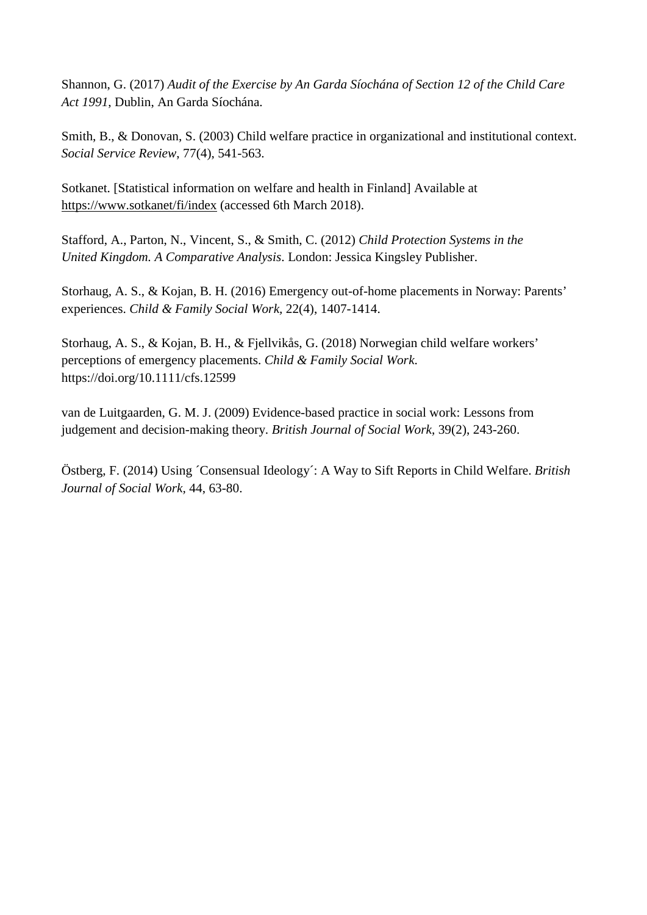Shannon, G. (2017) *Audit of the Exercise by An Garda Síochána of Section 12 of the Child Care Act 1991*, Dublin, An Garda Síochána.

Smith, B., & Donovan, S. (2003) Child welfare practice in organizational and institutional context. *Social Service Review*, 77(4), 541-563.

Sotkanet. [Statistical information on welfare and health in Finland] Available at https://www.sotkanet/fi/index (accessed 6th March 2018).

Stafford, A., Parton, N., Vincent, S., & Smith, C. (2012) *Child Protection Systems in the United Kingdom. A Comparative Analysis*. London: Jessica Kingsley Publisher.

Storhaug, A. S., & Kojan, B. H. (2016) Emergency out-of-home placements in Norway: Parents' experiences. *Child & Family Social Work*, 22(4), 1407-1414.

Storhaug, A. S., & Kojan, B. H., & Fjellvikås, G. (2018) Norwegian child welfare workers' perceptions of emergency placements. *Child & Family Social Work*. https://doi.org/10.1111/cfs.12599

van de Luitgaarden, G. M. J. (2009) Evidence-based practice in social work: Lessons from judgement and decision-making theory. *British Journal of Social Work*, 39(2), 243-260.

Östberg, F. (2014) Using ´Consensual Ideology´: A Way to Sift Reports in Child Welfare. *British Journal of Social Work*, 44, 63-80.